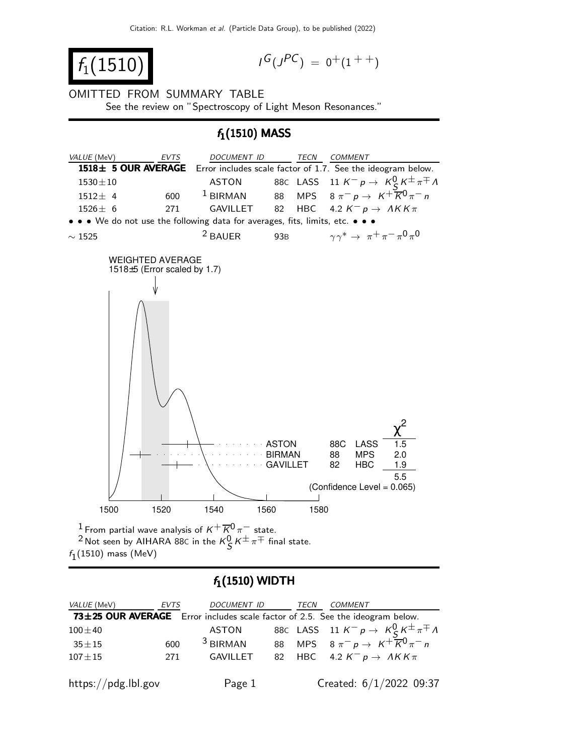# $f_1(1510)$

$I^G(J^{PC}) = 0^+(1^{++})$

OMITTED FROM SUMMARY TABLE

See the review on "Spectroscopy of Light Meson Resonances."

## $f_1(1510)$ MASS

| VALUE (MeV) | EVTS | DOCUMENT ID | | TECN | COMMENT |
|---|---|---|---|---|---|
| **1518± 5 OUR AVERAGE** | | Error includes scale factor of 1.7. See the ideogram below. | | | |
| 1530±10 | | ASTON | 88C | LASS | 11 $K^- p \to K_S^0 K^\pm \pi^\mp \Lambda$ |
| 1512± 4 | 600 | [1] BIRMAN | 88 | MPS | 8 $\pi^- p \to K^+ \overline{K}^0 \pi^- n$ |
| 1526± 6 | 271 | GAVILLET | 82 | HBC | 4.2 $K^- p \to \Lambda K K \pi$ |
| • • • We do not use the following data for averages, fits, limits, etc. • • • | | | | | |
| $\sim$ 1525 | | [2] BAUER | 93B | | $\gamma\gamma^* \to \pi^+ \pi^- \pi^0 \pi^0$ |

WEIGHTED AVERAGE
1518±5 (Error scaled by 1.7)

| | | | $\chi^2$ |
|---|---|---|---|
| ASTON | 88C | LASS | 1.5 |
| BIRMAN | 88 | MPS | 2.0 |
| GAVILLET | 82 | HBC | 1.9 |
| | | | 5.5 |

(Confidence Level = 0.065)

[1] From partial wave analysis of $K^+ \overline{K}^0 \pi^-$ state.

[2] Not seen by AIHARA 88C in the $K_S^0 K^\pm \pi^\mp$ final state.

$f_1(1510)$ mass (MeV)

## $f_1(1510)$ WIDTH

| VALUE (MeV) | EVTS | DOCUMENT ID | | TECN | COMMENT |
|---|---|---|---|---|---|
| **73±25 OUR AVERAGE** | | Error includes scale factor of 2.5. See the ideogram below. | | | |
| 100±40 | | ASTON | 88C | LASS | 11 $K^- p \to K_S^0 K^\pm \pi^\mp \Lambda$ |
| 35±15 | 600 | [3] BIRMAN | 88 | MPS | 8 $\pi^- p \to K^+ \overline{K}^0 \pi^- n$ |
| 107±15 | 271 | GAVILLET | 82 | HBC | 4.2 $K^- p \to \Lambda K K \pi$ |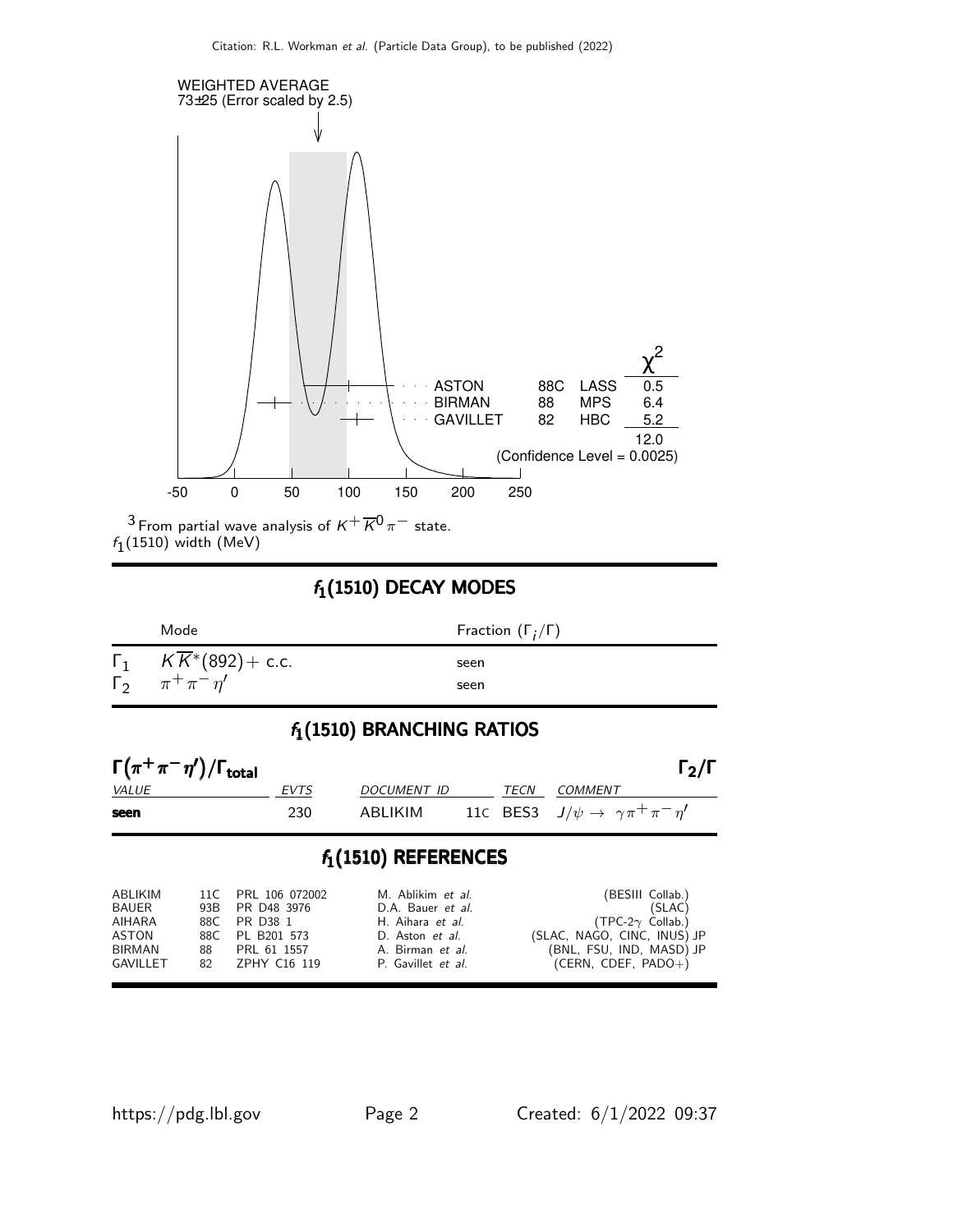WEIGHTED AVERAGE
73±25 (Error scaled by 2.5)

$\chi^2$

ASTON 88C LASS 0.5
BIRMAN 88 MPS 6.4
GAVILLET 82 HBC 5.2

12.0
(Confidence Level = 0.0025)

-50 0 50 100 150 200 250

[3] From partial wave analysis of $K^+ \overline{K}^0 \pi^-$ state.

$f_1(1510)$ width (MeV)

## $f_1(1510)$ DECAY MODES

| | Mode | Fraction ($\Gamma_i/\Gamma$) |
|---|---|---|
| $\Gamma_1$ | $K\overline{K}^*(892)+$ c.c. | seen |
| $\Gamma_2$ | $\pi^+\pi^-\eta'$ | seen |

## $f_1(1510)$ BRANCHING RATIOS

### $\Gamma(\pi^+\pi^-\eta')/\Gamma_{\text{total}}$ $\Gamma_2/\Gamma$

| *VALUE* | *EVTS* | *DOCUMENT ID* | | *TECN* | *COMMENT* |
|---|---|---|---|---|---|
| **seen** | 230 | ABLIKIM | 11C | BES3 | $J/\psi \to \gamma\pi^+\pi^-\eta'$ |

## $f_1(1510)$ REFERENCES

| | | | | |
|---|---|---|---|---|
| ABLIKIM | 11C | PRL 106 072002 | M. Ablikim *et al.* | (BESIII Collab.) |
| BAUER | 93B | PR D48 3976 | D.A. Bauer *et al.* | (SLAC) |
| AIHARA | 88C | PR D38 1 | H. Aihara *et al.* | (TPC-2$\gamma$ Collab.) |
| ASTON | 88C | PL B201 573 | D. Aston *et al.* | (SLAC, NAGO, CINC, INUS) JP |
| BIRMAN | 88 | PRL 61 1557 | A. Birman *et al.* | (BNL, FSU, IND, MASD) JP |
| GAVILLET | 82 | ZPHY C16 119 | P. Gavillet *et al.* | (CERN, CDEF, PADO+) |